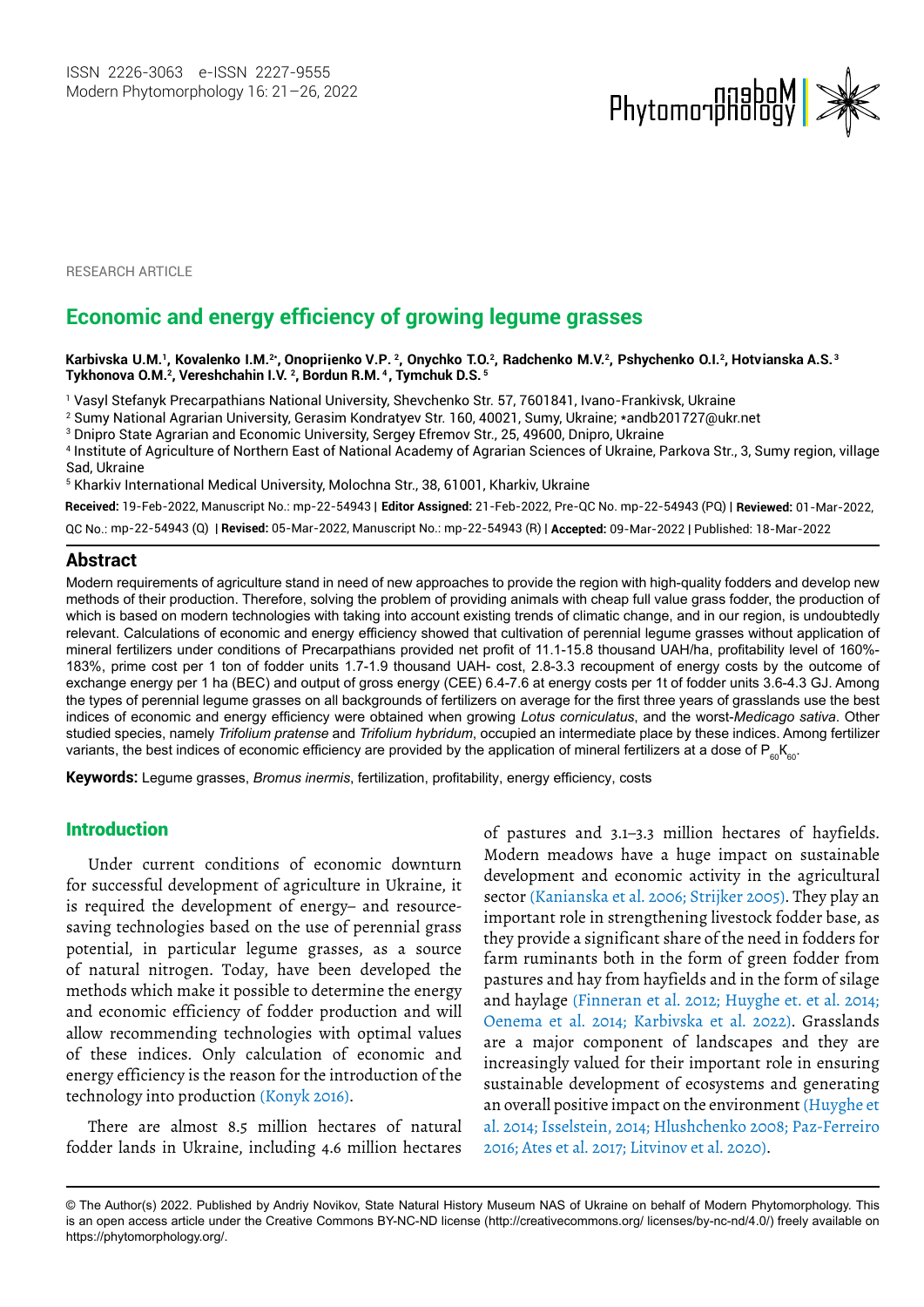RESEARCH ARTICLE

# Economic and energy efficiency of growing legume grasses

**Karbivska U.M.[1], Kovalenko I.M.[2*], Onopriienko V.P. [2], Onychko T.O.[2], Radchenko M.V.[2], Pshychenko O.I.[2], Hotvianska A.S.[3] Tykhonova O.M.[2], Vereshchahin I.V. [2], Bordun R.M.[4], Tymchuk D.S.[5]**

[1] Vasyl Stefanyk Precarpathians National University, Shevchenko Str. 57, 7601841, Ivano-Frankivsk, Ukraine

[2] Sumy National Agrarian University, Gerasim Kondratyev Str. 160, 40021, Sumy, Ukraine; *andb201727@ukr.net

[3] Dnipro State Agrarian and Economic University, Sergey Efremov Str., 25, 49600, Dnipro, Ukraine

[4] Institute of Agriculture of Northern East of National Academy of Agrarian Sciences of Ukraine, Parkova Str., 3, Sumy region, village Sad, Ukraine

[5] Kharkiv International Medical University, Molochna Str., 38, 61001, Kharkiv, Ukraine

**Received:** 19-Feb-2022, Manuscript No.: mp-22-54943 | **Editor Assigned:** 21-Feb-2022, Pre-QC No. mp-22-54943 (PQ) | **Reviewed:** 01-Mar-2022, QC No.: mp-22-54943 (Q) | **Revised:** 05-Mar-2022, Manuscript No.: mp-22-54943 (R) | **Accepted:** 09-Mar-2022 | Published: 18-Mar-2022

## Abstract

Modern requirements of agriculture stand in need of new approaches to provide the region with high-quality fodders and develop new methods of their production. Therefore, solving the problem of providing animals with cheap full value grass fodder, the production of which is based on modern technologies with taking into account existing trends of climatic change, and in our region, is undoubtedly relevant. Calculations of economic and energy efficiency showed that cultivation of perennial legume grasses without application of mineral fertilizers under conditions of Precarpathians provided net profit of 11.1-15.8 thousand UAH/ha, profitability level of 160%-183%, prime cost per 1 ton of fodder units 1.7-1.9 thousand UAH- cost, 2.8-3.3 recoupment of energy costs by the outcome of exchange energy per 1 ha (BEC) and output of gross energy (CEE) 6.4-7.6 at energy costs per 1t of fodder units 3.6-4.3 GJ. Among the types of perennial legume grasses on all backgrounds of fertilizers on average for the first three years of grasslands use the best indices of economic and energy efficiency were obtained when growing *Lotus corniculatus*, and the worst-*Medicago sativa*. Other studied species, namely *Trifolium pratense* and *Trifolium hybridum*, occupied an intermediate place by these indices. Among fertilizer variants, the best indices of economic efficiency are provided by the application of mineral fertilizers at a dose of $P_{60}K_{60}$.

**Keywords:** Legume grasses, *Bromus inermis*, fertilization, profitability, energy efficiency, costs

## Introduction

Under current conditions of economic downturn for successful development of agriculture in Ukraine, it is required the development of energy– and resource-saving technologies based on the use of perennial grass potential, in particular legume grasses, as a source of natural nitrogen. Today, have been developed the methods which make it possible to determine the energy and economic efficiency of fodder production and will allow recommending technologies with optimal values of these indices. Only calculation of economic and energy efficiency is the reason for the introduction of the technology into production (Konyk 2016).

There are almost 8.5 million hectares of natural fodder lands in Ukraine, including 4.6 million hectares of pastures and 3.1–3.3 million hectares of hayfields. Modern meadows have a huge impact on sustainable development and economic activity in the agricultural sector (Kanianska et al. 2006; Strijker 2005). They play an important role in strengthening livestock fodder base, as they provide a significant share of the need in fodders for farm ruminants both in the form of green fodder from pastures and hay from hayfields and in the form of silage and haylage (Finneran et al. 2012; Huyghe et. et al. 2014; Oenema et al. 2014; Karbivska et al. 2022). Grasslands are a major component of landscapes and they are increasingly valued for their important role in ensuring sustainable development of ecosystems and generating an overall positive impact on the environment (Huyghe et al. 2014; Isselstein, 2014; Hlushchenko 2008; Paz-Ferreiro 2016; Ates et al. 2017; Litvinov et al. 2020).

© The Author(s) 2022. Published by Andriy Novikov, State Natural History Museum NAS of Ukraine on behalf of Modern Phytomorphology. This is an open access article under the Creative Commons BY-NC-ND license (http://creativecommons.org/ licenses/by-nc-nd/4.0/) freely available on https://phytomorphology.org/.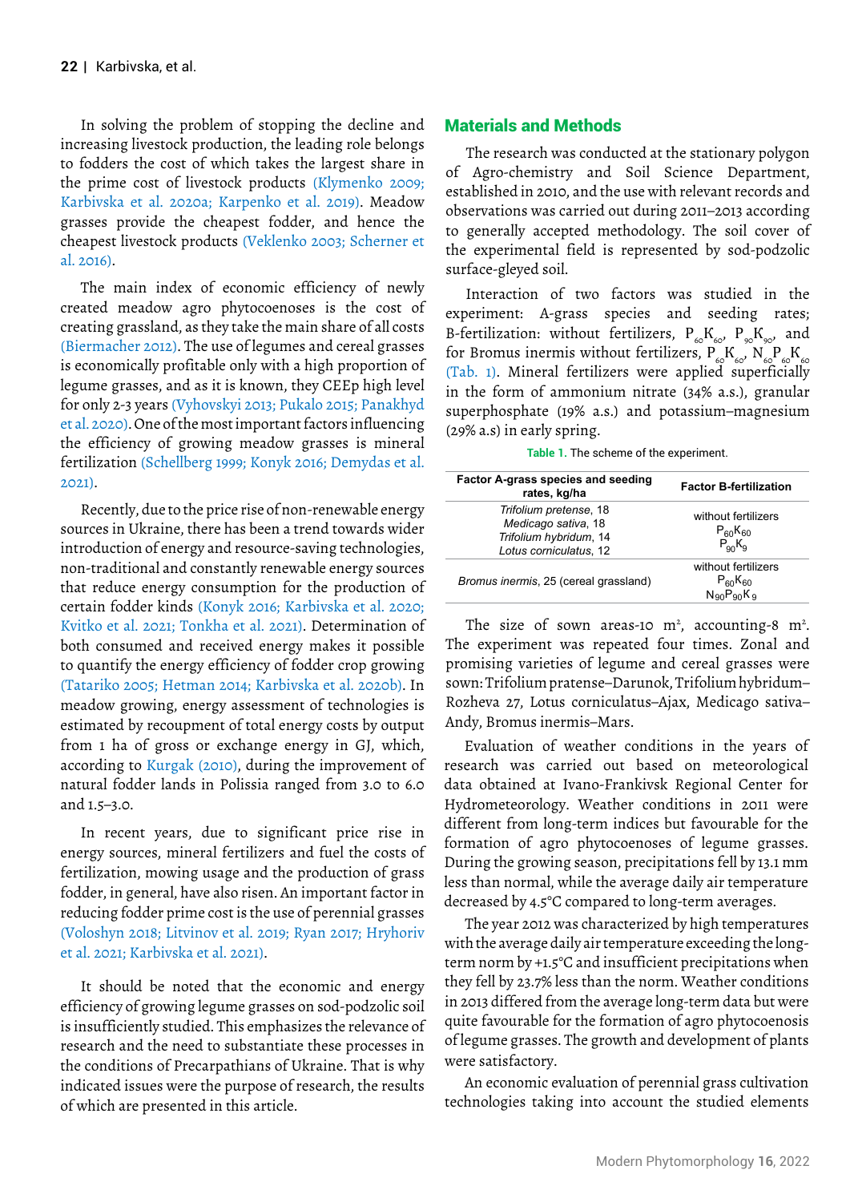In solving the problem of stopping the decline and increasing livestock production, the leading role belongs to fodders the cost of which takes the largest share in the prime cost of livestock products (Klymenko 2009; Karbivska et al. 2020a; Karpenko et al. 2019). Meadow grasses provide the cheapest fodder, and hence the cheapest livestock products (Veklenko 2003; Scherner et al. 2016).

The main index of economic efficiency of newly created meadow agro phytocoenoses is the cost of creating grassland, as they take the main share of all costs (Biermacher 2012). The use of legumes and cereal grasses is economically profitable only with a high proportion of legume grasses, and as it is known, they CEEp high level for only 2-3 years (Vyhovskyi 2013; Pukalo 2015; Panakhyd et al. 2020). One of the most important factors influencing the efficiency of growing meadow grasses is mineral fertilization (Schellberg 1999; Konyk 2016; Demydas et al. 2021).

Recently, due to the price rise of non-renewable energy sources in Ukraine, there has been a trend towards wider introduction of energy and resource-saving technologies, non-traditional and constantly renewable energy sources that reduce energy consumption for the production of certain fodder kinds (Konyk 2016; Karbivska et al. 2020; Kvitko et al. 2021; Tonkha et al. 2021). Determination of both consumed and received energy makes it possible to quantify the energy efficiency of fodder crop growing (Tatariko 2005; Hetman 2014; Karbivska et al. 2020b). In meadow growing, energy assessment of technologies is estimated by recoupment of total energy costs by output from 1 ha of gross or exchange energy in GJ, which, according to Kurgak (2010), during the improvement of natural fodder lands in Polissia ranged from 3.0 to 6.0 and 1.5–3.0.

In recent years, due to significant price rise in energy sources, mineral fertilizers and fuel the costs of fertilization, mowing usage and the production of grass fodder, in general, have also risen. An important factor in reducing fodder prime cost is the use of perennial grasses (Voloshyn 2018; Litvinov et al. 2019; Ryan 2017; Hryhoriv et al. 2021; Karbivska et al. 2021).

It should be noted that the economic and energy efficiency of growing legume grasses on sod-podzolic soil is insufficiently studied. This emphasizes the relevance of research and the need to substantiate these processes in the conditions of Precarpathians of Ukraine. That is why indicated issues were the purpose of research, the results of which are presented in this article.

## Materials and Methods

The research was conducted at the stationary polygon of Agro-chemistry and Soil Science Department, established in 2010, and the use with relevant records and observations was carried out during 2011–2013 according to generally accepted methodology. The soil cover of the experimental field is represented by sod-podzolic surface-gleyed soil.

Interaction of two factors was studied in the experiment: A-grass species and seeding rates; B-fertilization: without fertilizers, $P_{60}K_{60}$, $P_{90}K_{90}$, and for Bromus inermis without fertilizers, $P_{60}K_{60}$, $N_{60}P_{60}K_{60}$ (Tab. 1). Mineral fertilizers were applied superficially in the form of ammonium nitrate (34% a.s.), granular superphosphate (19% a.s.) and potassium–magnesium (29% a.s) in early spring.

Table 1. The scheme of the experiment.

| Factor A-grass species and seeding rates, kg/ha | Factor B-fertilization |
|---|---|
| *Trifolium pretense*, 18<br>*Medicago sativa*, 18<br>*Trifolium hybridum*, 14<br>*Lotus corniculatus*, 12 | without fertilizers<br>$P_{60}K_{60}$<br>$P_{90}K_{9}$ |
| *Bromus inermis*, 25 (cereal grassland) | without fertilizers<br>$P_{60}K_{60}$<br>$N_{90}P_{90}K_{9}$ |

The size of sown areas-10 m², accounting-8 m². The experiment was repeated four times. Zonal and promising varieties of legume and cereal grasses were sown: Trifolium pratense–Darunok, Trifolium hybridum–Rozheva 27, Lotus corniculatus–Ajax, Medicago sativa–Andy, Bromus inermis–Mars.

Evaluation of weather conditions in the years of research was carried out based on meteorological data obtained at Ivano-Frankivsk Regional Center for Hydrometeorology. Weather conditions in 2011 were different from long-term indices but favourable for the formation of agro phytocoenoses of legume grasses. During the growing season, precipitations fell by 13.1 mm less than normal, while the average daily air temperature decreased by 4.5°C compared to long-term averages.

The year 2012 was characterized by high temperatures with the average daily air temperature exceeding the long-term norm by +1.5°C and insufficient precipitations when they fell by 23.7% less than the norm. Weather conditions in 2013 differed from the average long-term data but were quite favourable for the formation of agro phytocoenosis of legume grasses. The growth and development of plants were satisfactory.

An economic evaluation of perennial grass cultivation technologies taking into account the studied elements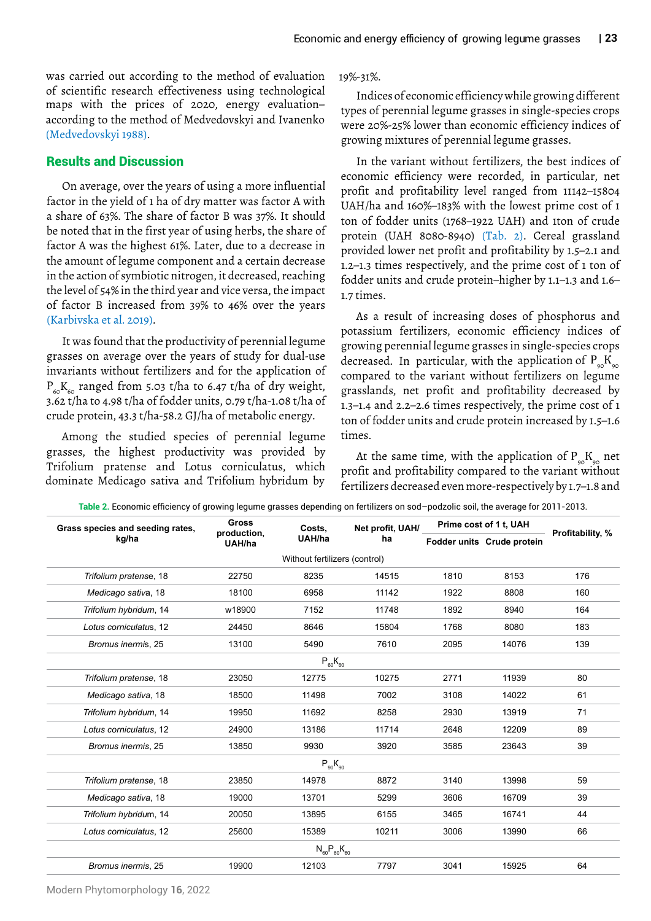was carried out according to the method of evaluation of scientific research effectiveness using technological maps with the prices of 2020, energy evaluation– according to the method of Medvedovskyi and Ivanenko (Medvedovskyi 1988).

## Results and Discussion

On average, over the years of using a more influential factor in the yield of 1 ha of dry matter was factor A with a share of 63%. The share of factor B was 37%. It should be noted that in the first year of using herbs, the share of factor A was the highest 61%. Later, due to a decrease in the amount of legume component and a certain decrease in the action of symbiotic nitrogen, it decreased, reaching the level of 54% in the third year and vice versa, the impact of factor B increased from 39% to 46% over the years (Karbivska et al. 2019).

It was found that the productivity of perennial legume grasses on average over the years of study for dual-use invariants without fertilizers and for the application of $P_{60}K_{60}$ ranged from 5.03 t/ha to 6.47 t/ha of dry weight, 3.62 t/ha to 4.98 t/ha of fodder units, 0.79 t/ha-1.08 t/ha of crude protein, 43.3 t/ha-58.2 GJ/ha of metabolic energy.

Among the studied species of perennial legume grasses, the highest productivity was provided by Trifolium pratense and Lotus corniculatus, which dominate Medicago sativa and Trifolium hybridum by 19%-31%.

Indices of economic efficiency while growing different types of perennial legume grasses in single-species crops were 20%-25% lower than economic efficiency indices of growing mixtures of perennial legume grasses.

In the variant without fertilizers, the best indices of economic efficiency were recorded, in particular, net profit and profitability level ranged from 11142–15804 UAH/ha and 160%–183% with the lowest prime cost of 1 ton of fodder units (1768–1922 UAH) and 1ton of crude protein (UAH 8080-8940) (Tab. 2). Cereal grassland provided lower net profit and profitability by 1.5–2.1 and 1.2–1.3 times respectively, and the prime cost of 1 ton of fodder units and crude protein–higher by 1.1–1.3 and 1.6–1.7 times.

As a result of increasing doses of phosphorus and potassium fertilizers, economic efficiency indices of growing perennial legume grasses in single-species crops decreased. In particular, with the application of $P_{90}K_{90}$ compared to the variant without fertilizers on legume grasslands, net profit and profitability decreased by 1.3–1.4 and 2.2–2.6 times respectively, the prime cost of 1 ton of fodder units and crude protein increased by 1.5–1.6 times.

At the same time, with the application of $P_{90}K_{90}$ net profit and profitability compared to the variant without fertilizers decreased even more-respectively by 1.7–1.8 and

**Table 2.** Economic efficiency of growing legume grasses depending on fertilizers on sod–podzolic soil, the average for 2011-2013.

| Grass species and seeding rates, kg/ha | Gross production, UAH/ha | Costs, UAH/ha | Net profit, UAH/ha | Prime cost of 1 t, UAH | | Profitability, % |
|---|---|---|---|---|---|---|
| | | | | Fodder units | Crude protein | |
| Without fertilizers (control) | | | | | | |
| *Trifolium pratense*, 18 | 22750 | 8235 | 14515 | 1810 | 8153 | 176 |
| *Medicago sativa*, 18 | 18100 | 6958 | 11142 | 1922 | 8808 | 160 |
| *Trifolium hybridum*, 14 | w18900 | 7152 | 11748 | 1892 | 8940 | 164 |
| *Lotus corniculatus*, 12 | 24450 | 8646 | 15804 | 1768 | 8080 | 183 |
| *Bromus inermis*, 25 | 13100 | 5490 | 7610 | 2095 | 14076 | 139 |
| $P_{60}K_{60}$ | | | | | | |
| *Trifolium pratense*, 18 | 23050 | 12775 | 10275 | 2771 | 11939 | 80 |
| *Medicago sativa*, 18 | 18500 | 11498 | 7002 | 3108 | 14022 | 61 |
| *Trifolium hybridum*, 14 | 19950 | 11692 | 8258 | 2930 | 13919 | 71 |
| *Lotus corniculatus*, 12 | 24900 | 13186 | 11714 | 2648 | 12209 | 89 |
| *Bromus inermis*, 25 | 13850 | 9930 | 3920 | 3585 | 23643 | 39 |
| $P_{90}K_{90}$ | | | | | | |
| *Trifolium pratense*, 18 | 23850 | 14978 | 8872 | 3140 | 13998 | 59 |
| *Medicago sativa*, 18 | 19000 | 13701 | 5299 | 3606 | 16709 | 39 |
| *Trifolium hybridum*, 14 | 20050 | 13895 | 6155 | 3465 | 16741 | 44 |
| *Lotus corniculatus*, 12 | 25600 | 15389 | 10211 | 3006 | 13990 | 66 |
| $N_{60}P_{60}K_{60}$ | | | | | | |
| *Bromus inermis*, 25 | 19900 | 12103 | 7797 | 3041 | 15925 | 64 |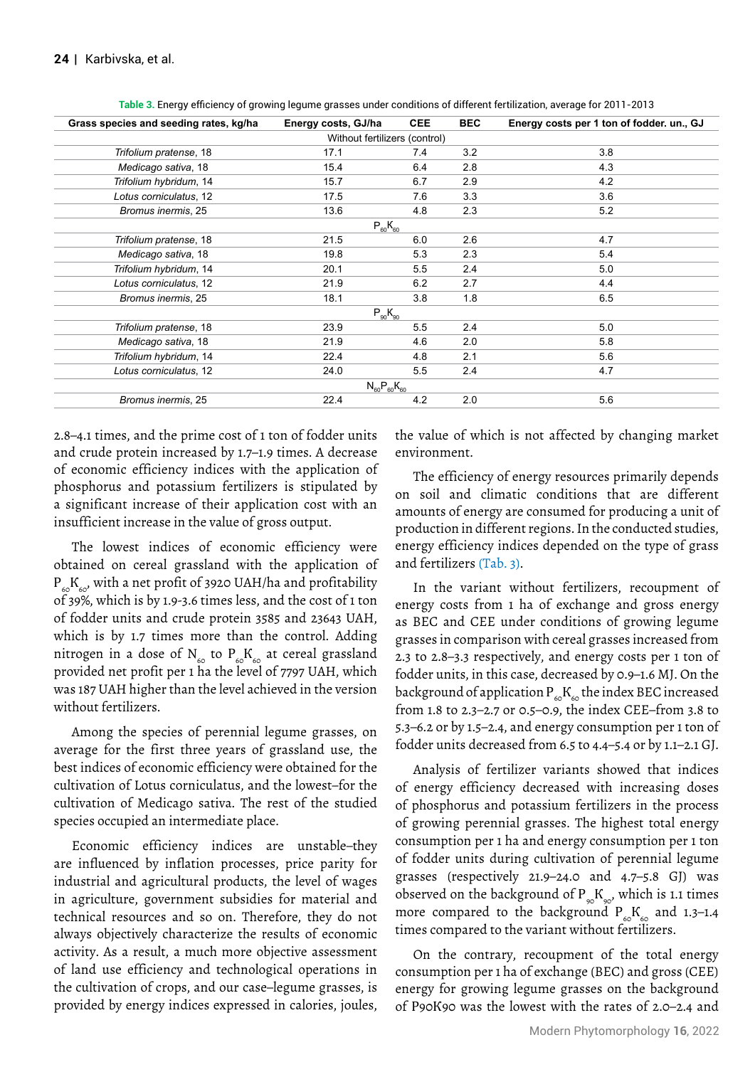**Table 3.** Energy efficiency of growing legume grasses under conditions of different fertilization, average for 2011-2013

| Grass species and seeding rates, kg/ha | Energy costs, GJ/ha | CEE | BEC | Energy costs per 1 ton of fodder. un., GJ |
|---|---|---|---|---|
| Without fertilizers (control) | | | | |
| *Trifolium pratense*, 18 | 17.1 | 7.4 | 3.2 | 3.8 |
| *Medicago sativa*, 18 | 15.4 | 6.4 | 2.8 | 4.3 |
| *Trifolium hybridum*, 14 | 15.7 | 6.7 | 2.9 | 4.2 |
| *Lotus corniculatus*, 12 | 17.5 | 7.6 | 3.3 | 3.6 |
| *Bromus inermis*, 25 | 13.6 | 4.8 | 2.3 | 5.2 |
| $P_{60}K_{60}$ | | | | |
| *Trifolium pratense*, 18 | 21.5 | 6.0 | 2.6 | 4.7 |
| *Medicago sativa*, 18 | 19.8 | 5.3 | 2.3 | 5.4 |
| *Trifolium hybridum*, 14 | 20.1 | 5.5 | 2.4 | 5.0 |
| *Lotus corniculatus*, 12 | 21.9 | 6.2 | 2.7 | 4.4 |
| *Bromus inermis*, 25 | 18.1 | 3.8 | 1.8 | 6.5 |
| $P_{90}K_{90}$ | | | | |
| *Trifolium pratense*, 18 | 23.9 | 5.5 | 2.4 | 5.0 |
| *Medicago sativa*, 18 | 21.9 | 4.6 | 2.0 | 5.8 |
| *Trifolium hybridum*, 14 | 22.4 | 4.8 | 2.1 | 5.6 |
| *Lotus corniculatus*, 12 | 24.0 | 5.5 | 2.4 | 4.7 |
| $N_{60}P_{60}K_{60}$ | | | | |
| *Bromus inermis*, 25 | 22.4 | 4.2 | 2.0 | 5.6 |

2.8–4.1 times, and the prime cost of 1 ton of fodder units and crude protein increased by 1.7–1.9 times. A decrease of economic efficiency indices with the application of phosphorus and potassium fertilizers is stipulated by a significant increase of their application cost with an insufficient increase in the value of gross output.

The lowest indices of economic efficiency were obtained on cereal grassland with the application of $P_{60}K_{60}$, with a net profit of 3920 UAH/ha and profitability of 39%, which is by 1.9-3.6 times less, and the cost of 1 ton of fodder units and crude protein 3585 and 23643 UAH, which is by 1.7 times more than the control. Adding nitrogen in a dose of $N_{60}$ to $P_{60}K_{60}$ at cereal grassland provided net profit per 1 ha the level of 7797 UAH, which was 187 UAH higher than the level achieved in the version without fertilizers.

Among the species of perennial legume grasses, on average for the first three years of grassland use, the best indices of economic efficiency were obtained for the cultivation of Lotus corniculatus, and the lowest–for the cultivation of Medicago sativa. The rest of the studied species occupied an intermediate place.

Economic efficiency indices are unstable–they are influenced by inflation processes, price parity for industrial and agricultural products, the level of wages in agriculture, government subsidies for material and technical resources and so on. Therefore, they do not always objectively characterize the results of economic activity. As a result, a much more objective assessment of land use efficiency and technological operations in the cultivation of crops, and our case–legume grasses, is provided by energy indices expressed in calories, joules, the value of which is not affected by changing market environment.

The efficiency of energy resources primarily depends on soil and climatic conditions that are different amounts of energy are consumed for producing a unit of production in different regions. In the conducted studies, energy efficiency indices depended on the type of grass and fertilizers (Tab. 3).

In the variant without fertilizers, recoupment of energy costs from 1 ha of exchange and gross energy as BEC and CEE under conditions of growing legume grasses in comparison with cereal grasses increased from 2.3 to 2.8–3.3 respectively, and energy costs per 1 ton of fodder units, in this case, decreased by 0.9–1.6 MJ. On the background of application $P_{60}K_{60}$ the index BEC increased from 1.8 to 2.3–2.7 or 0.5–0.9, the index CEE–from 3.8 to 5.3–6.2 or by 1.5–2.4, and energy consumption per 1 ton of fodder units decreased from 6.5 to 4.4–5.4 or by 1.1–2.1 GJ.

Analysis of fertilizer variants showed that indices of energy efficiency decreased with increasing doses of phosphorus and potassium fertilizers in the process of growing perennial grasses. The highest total energy consumption per 1 ha and energy consumption per 1 ton of fodder units during cultivation of perennial legume grasses (respectively 21.9–24.0 and 4.7–5.8 GJ) was observed on the background of $P_{90}K_{90}$, which is 1.1 times more compared to the background $P_{60}K_{60}$ and 1.3–1.4 times compared to the variant without fertilizers.

On the contrary, recoupment of the total energy consumption per 1 ha of exchange (BEC) and gross (CEE) energy for growing legume grasses on the background of P90K90 was the lowest with the rates of 2.0–2.4 and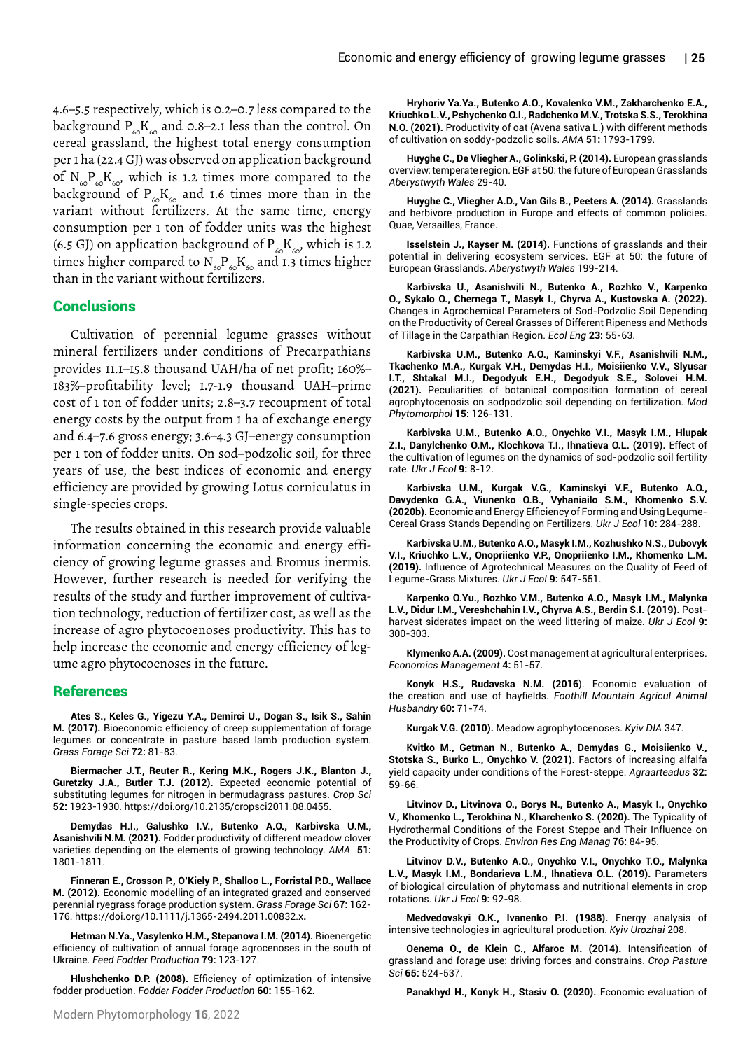4.6–5.5 respectively, which is 0.2–0.7 less compared to the background $P_{60}K_{60}$ and 0.8–2.1 less than the control. On cereal grassland, the highest total energy consumption per 1 ha (22.4 GJ) was observed on application background of $N_{60}P_{60}K_{60}$, which is 1.2 times more compared to the background of $P_{60}K_{60}$ and 1.6 times more than in the variant without fertilizers. At the same time, energy consumption per 1 ton of fodder units was the highest (6.5 GJ) on application background of $P_{60}K_{60}$, which is 1.2 times higher compared to $N_{60}P_{60}K_{60}$ and 1.3 times higher than in the variant without fertilizers.

## Conclusions

Cultivation of perennial legume grasses without mineral fertilizers under conditions of Precarpathians provides 11.1–15.8 thousand UAH/ha of net profit; 160%–183%–profitability level; 1.7-1.9 thousand UAH–prime cost of 1 ton of fodder units; 2.8–3.7 recoupment of total energy costs by the output from 1 ha of exchange energy and 6.4–7.6 gross energy; 3.6–4.3 GJ–energy consumption per 1 ton of fodder units. On sod–podzolic soil, for three years of use, the best indices of economic and energy efficiency are provided by growing Lotus corniculatus in single-species crops.

The results obtained in this research provide valuable information concerning the economic and energy efficiency of growing legume grasses and Bromus inermis. However, further research is needed for verifying the results of the study and further improvement of cultivation technology, reduction of fertilizer cost, as well as the increase of agro phytocoenoses productivity. This has to help increase the economic and energy efficiency of legume agro phytocoenoses in the future.

## References

**Ates S., Keles G., Yigezu Y.A., Demirci U., Dogan S., Isik S., Sahin M. (2017).** Bioeconomic efficiency of creep supplementation of forage legumes or concentrate in pasture based lamb production system. *Grass Forage Sci* **72:** 81-83.

**Biermacher J.T., Reuter R., Kering M.K., Rogers J.K., Blanton J., Guretzky J.A., Butler T.J. (2012).** Expected economic potential of substituting legumes for nitrogen in bermudagrass pastures. *Crop Sci* **52:** 1923-1930. https://doi.org/10.2135/cropsci2011.08.0455.

**Demydas H.I., Galushko I.V., Butenko A.O., Karbivska U.M., Asanishvili N.M. (2021).** Fodder productivity of different meadow clover varieties depending on the elements of growing technology. *AMA* **51:** 1801-1811.

**Finneran E., Crosson P., O'Kiely P., Shalloo L., Forristal P.D., Wallace M. (2012).** Economic modelling of an integrated grazed and conserved perennial ryegrass forage production system. *Grass Forage Sci* **67:** 162-176. https://doi.org/10.1111/j.1365-2494.2011.00832.x.

**Hetman N.Ya., Vasylenko H.M., Stepanova I.M. (2014).** Bioenergetic efficiency of cultivation of annual forage agrocenoses in the south of Ukraine. *Feed Fodder Production* **79:** 123-127.

**Hlushchenko D.P. (2008).** Efficiency of optimization of intensive fodder production. *Fodder Fodder Production* **60:** 155-162.

**Hryhoriv Ya.Ya., Butenko A.O., Kovalenko V.M., Zakharchenko E.A., Kriuchko L.V., Pshychenko O.I., Radchenko M.V., Trotska S.S., Terokhina N.O. (2021).** Productivity of oat (Avena sativa L.) with different methods of cultivation on soddy-podzolic soils. *AMA* **51:** 1793-1799.

**Huyghe C., De Vliegher A., Golinkski, P. (2014).** European grasslands overview: temperate region. EGF at 50: the future of European Grasslands *Aberystwyth Wales* 29-40.

**Huyghe C., Vliegher A.D., Van Gils B., Peeters A. (2014).** Grasslands and herbivore production in Europe and effects of common policies. Quae, Versailles, France.

**Isselstein J., Kayser M. (2014).** Functions of grasslands and their potential in delivering ecosystem services. EGF at 50: the future of European Grasslands. *Aberystwyth Wales* 199-214.

**Karbivska U., Asanishvili N., Butenko A., Rozhko V., Karpenko O., Sykalo O., Chernega T., Masyk I., Chyrva A., Kustovska A. (2022).** Changes in Agrochemical Parameters of Sod-Podzolic Soil Depending on the Productivity of Cereal Grasses of Different Ripeness and Methods of Tillage in the Carpathian Region. *Ecol Eng* **23:** 55-63.

**Karbivska U.M., Butenko A.O., Kaminskyi V.F., Asanishvili N.M., Tkachenko M.A., Kurgak V.H., Demydas H.I., Moisiienko V.V., Slyusar I.T., Shtakal M.I., Degodyuk E.H., Degodyuk S.E., Solovei H.M. (2021).** Peculiarities of botanical composition formation of cereal agrophytocenosis on sodpodzolic soil depending on fertilization. *Mod Phytomorphol* **15:** 126-131.

**Karbivska U.M., Butenko A.O., Onychko V.I., Masyk I.M., Hlupak Z.I., Danylchenko O.M., Klochkova T.I., Ihnatieva O.L. (2019).** Effect of the cultivation of legumes on the dynamics of sod-podzolic soil fertility rate. *Ukr J Ecol* **9:** 8-12.

**Karbivska U.M., Kurgak V.G., Kaminskyi V.F., Butenko A.O., Davydenko G.A., Viunenko O.B., Vyhaniailo S.M., Khomenko S.V. (2020b).** Economic and Energy Efficiency of Forming and Using Legume-Cereal Grass Stands Depending on Fertilizers. *Ukr J Ecol* **10:** 284-288.

**Karbivska U.M., Butenko A.O., Masyk I.M., Kozhushko N.S., Dubovyk V.I., Kriuchko L.V., Onopriienko V.P., Onopriienko I.M., Khomenko L.M. (2019).** Influence of Agrotechnical Measures on the Quality of Feed of Legume-Grass Mixtures. *Ukr J Ecol* **9:** 547-551.

**Karpenko O.Yu., Rozhko V.M., Butenko A.O., Masyk I.M., Malynka L.V., Didur I.M., Vereshchahin I.V., Chyrva A.S., Berdin S.I. (2019).** Post-harvest siderates impact on the weed littering of maize. *Ukr J Ecol* **9:** 300-303.

**Klymenko A.A. (2009).** Cost management at agricultural enterprises. *Economics Management* **4:** 51-57.

**Konyk H.S., Rudavska N.M. (2016)**. Economic evaluation of the creation and use of hayfields. *Foothill Mountain Agricul Animal Husbandry* **60:** 71-74.

**Kurgak V.G. (2010).** Meadow agrophytocenoses. *Kyiv DIA* 347.

**Kvitko M., Getman N., Butenko A., Demydas G., Moisiienko V., Stotska S., Burko L., Onychko V. (2021).** Factors of increasing alfalfa yield capacity under conditions of the Forest-steppe. *Agraarteadus* **32:** 59-66.

**Litvinov D., Litvinova O., Borys N., Butenko A., Masyk I., Onychko V., Khomenko L., Terokhina N., Kharchenko S. (2020).** The Typicality of Hydrothermal Conditions of the Forest Steppe and Their Influence on the Productivity of Crops. *Environ Res Eng Manag* **76:** 84-95.

**Litvinov D.V., Butenko A.O., Onychko V.I., Onychko T.O., Malynka L.V., Masyk I.M., Bondarieva L.M., Ihnatieva O.L. (2019).** Parameters of biological circulation of phytomass and nutritional elements in crop rotations. *Ukr J Ecol* **9:** 92-98.

**Medvedovskyi O.K., Ivanenko P.I. (1988).** Energy analysis of intensive technologies in agricultural production. *Kyiv Urozhai* 208.

**Oenema O., de Klein C., Alfaroc M. (2014).** Intensification of grassland and forage use: driving forces and constrains. *Crop Pasture Sci* **65:** 524-537.

**Panakhyd H., Konyk H., Stasiv O. (2020).** Economic evaluation of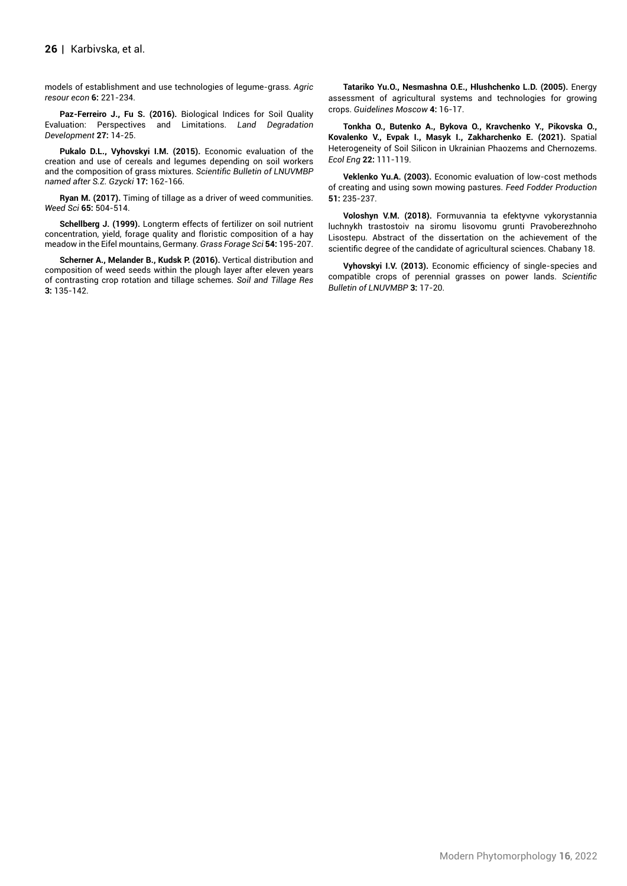models of establishment and use technologies of legume-grass. *Agric resour econ* **6:** 221-234.

**Paz-Ferreiro J., Fu S. (2016).** Biological Indices for Soil Quality Evaluation: Perspectives and Limitations. *Land Degradation Development* **27:** 14-25.

**Pukalo D.L., Vyhovskyi I.M. (2015).** Economic evaluation of the creation and use of cereals and legumes depending on soil workers and the composition of grass mixtures. *Scientific Bulletin of LNUVMBP named after S.Z. Gzycki* **17:** 162-166.

**Ryan M. (2017).** Timing of tillage as a driver of weed communities. *Weed Sci* **65:** 504-514.

**Schellberg J. (1999).** Longterm effects of fertilizer on soil nutrient concentration, yield, forage quality and floristic composition of a hay meadow in the Eifel mountains, Germany. *Grass Forage Sci* **54:** 195-207.

**Scherner A., Melander B., Kudsk P. (2016).** Vertical distribution and composition of weed seeds within the plough layer after eleven years of contrasting crop rotation and tillage schemes. *Soil and Tillage Res* **3:** 135-142.

**Tatariko Yu.O., Nesmashna O.E., Hlushchenko L.D. (2005).** Energy assessment of agricultural systems and technologies for growing crops. *Guidelines Moscow* **4:** 16-17.

**Tonkha O., Butenko A., Bykova O., Kravchenko Y., Pikovska O., Kovalenko V., Evpak I., Masyk I., Zakharchenko E. (2021).** Spatial Heterogeneity of Soil Silicon in Ukrainian Phaozems and Chernozems. *Ecol Eng* **22:** 111-119.

**Veklenko Yu.A. (2003).** Economic evaluation of low-cost methods of creating and using sown mowing pastures. *Feed Fodder Production* **51:** 235-237.

**Voloshyn V.M. (2018).** Formuvannia ta efektyvne vykorystannia luchnykh trastostoiv na siromu lisovomu grunti Pravoberezhnoho Lisostepu. Abstract of the dissertation on the achievement of the scientific degree of the candidate of agricultural sciences. Chabany 18.

**Vyhovskyi I.V. (2013).** Economic efficiency of single-species and compatible crops of perennial grasses on power lands. *Scientific Bulletin of LNUVMBP* **3:** 17-20.